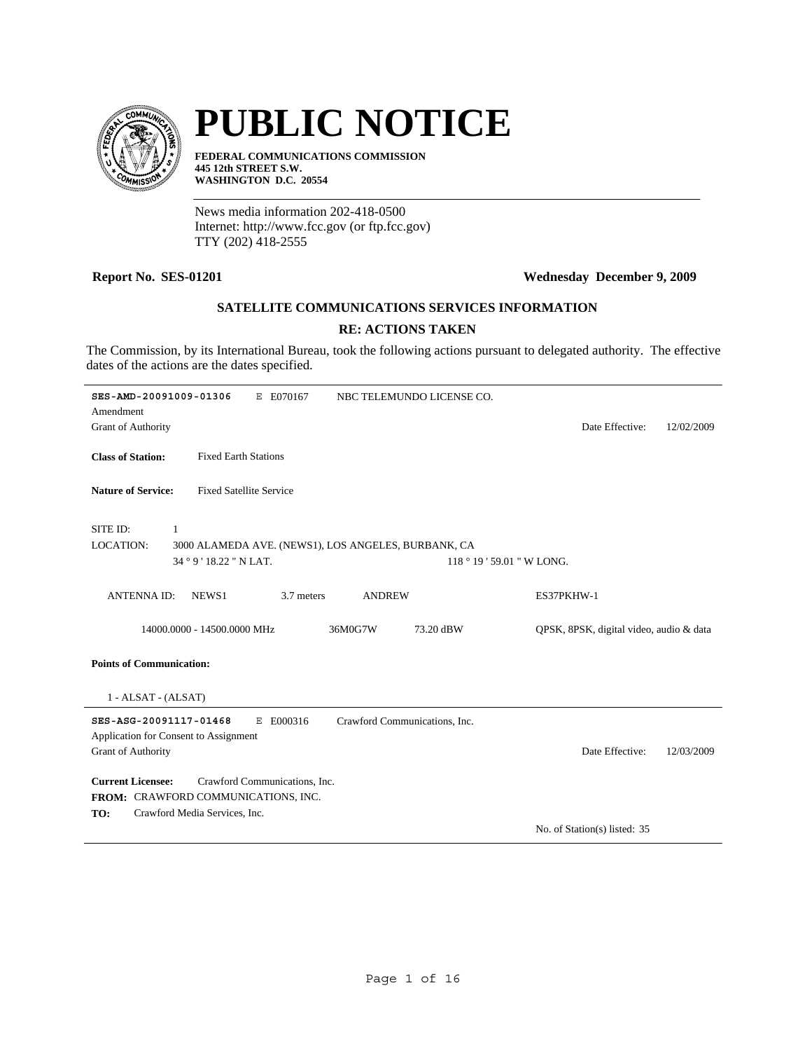# PUBLIC NOTICE

**FEDERAL COMMUNICATIONS COMMISSION**
**445 12th STREET S.W.**
**WASHINGTON D.C. 20554**

News media information 202-418-0500
Internet: http://www.fcc.gov (or ftp.fcc.gov)
TTY (202) 418-2555

**Report No. SES-01201** **Wednesday December 9, 2009**

## SATELLITE COMMUNICATIONS SERVICES INFORMATION

### RE: ACTIONS TAKEN

The Commission, by its International Bureau, took the following actions pursuant to delegated authority. The effective dates of the actions are the dates specified.

---

**SES-AMD-20091009-01306** E E070167 NBC TELEMUNDO LICENSE CO.
Amendment
Grant of Authority Date Effective: 12/02/2009

**Class of Station:** Fixed Earth Stations

**Nature of Service:** Fixed Satellite Service

SITE ID: 1
LOCATION: 3000 ALAMEDA AVE. (NEWS1), LOS ANGELES, BURBANK, CA
34 ° 9 ' 18.22 " N LAT. 118 ° 19 ' 59.01 " W LONG.

ANTENNA ID: NEWS1 3.7 meters ANDREW ES37PKHW-1

14000.0000 - 14500.0000 MHz 36M0G7W 73.20 dBW QPSK, 8PSK, digital video, audio & data

**Points of Communication:**

1 - ALSAT - (ALSAT)

---

**SES-ASG-20091117-01468** E E000316 Crawford Communications, Inc.
Application for Consent to Assignment
Grant of Authority Date Effective: 12/03/2009

**Current Licensee:** Crawford Communications, Inc.
**FROM:** CRAWFORD COMMUNICATIONS, INC.
**TO:** Crawford Media Services, Inc.

No. of Station(s) listed: 35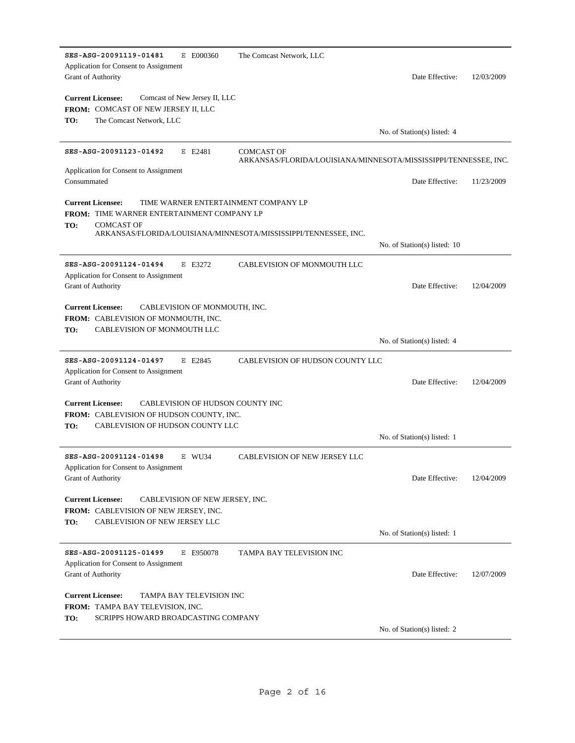**SES-ASG-20091119-01481** E E000360 The Comcast Network, LLC
Application for Consent to Assignment
Grant of Authority Date Effective: 12/03/2009

**Current Licensee:** Comcast of New Jersey II, LLC
**FROM:** COMCAST OF NEW JERSEY II, LLC
**TO:** The Comcast Network, LLC

No. of Station(s) listed: 4

---

**SES-ASG-20091123-01492** E E2481 COMCAST OF ARKANSAS/FLORIDA/LOUISIANA/MINNESOTA/MISSISSIPPI/TENNESSEE, INC.
Application for Consent to Assignment
Consummated Date Effective: 11/23/2009

**Current Licensee:** TIME WARNER ENTERTAINMENT COMPANY LP
**FROM:** TIME WARNER ENTERTAINMENT COMPANY LP
**TO:** COMCAST OF ARKANSAS/FLORIDA/LOUISIANA/MINNESOTA/MISSISSIPPI/TENNESSEE, INC.

No. of Station(s) listed: 10

---

**SES-ASG-20091124-01494** E E3272 CABLEVISION OF MONMOUTH LLC
Application for Consent to Assignment
Grant of Authority Date Effective: 12/04/2009

**Current Licensee:** CABLEVISION OF MONMOUTH, INC.
**FROM:** CABLEVISION OF MONMOUTH, INC.
**TO:** CABLEVISION OF MONMOUTH LLC

No. of Station(s) listed: 4

---

**SES-ASG-20091124-01497** E E2845 CABLEVISION OF HUDSON COUNTY LLC
Application for Consent to Assignment
Grant of Authority Date Effective: 12/04/2009

**Current Licensee:** CABLEVISION OF HUDSON COUNTY INC
**FROM:** CABLEVISION OF HUDSON COUNTY, INC.
**TO:** CABLEVISION OF HUDSON COUNTY LLC

No. of Station(s) listed: 1

---

**SES-ASG-20091124-01498** E WU34 CABLEVISION OF NEW JERSEY LLC
Application for Consent to Assignment
Grant of Authority Date Effective: 12/04/2009

**Current Licensee:** CABLEVISION OF NEW JERSEY, INC.
**FROM:** CABLEVISION OF NEW JERSEY, INC.
**TO:** CABLEVISION OF NEW JERSEY LLC

No. of Station(s) listed: 1

---

**SES-ASG-20091125-01499** E E950078 TAMPA BAY TELEVISION INC
Application for Consent to Assignment
Grant of Authority Date Effective: 12/07/2009

**Current Licensee:** TAMPA BAY TELEVISION INC
**FROM:** TAMPA BAY TELEVISION, INC.
**TO:** SCRIPPS HOWARD BROADCASTING COMPANY

No. of Station(s) listed: 2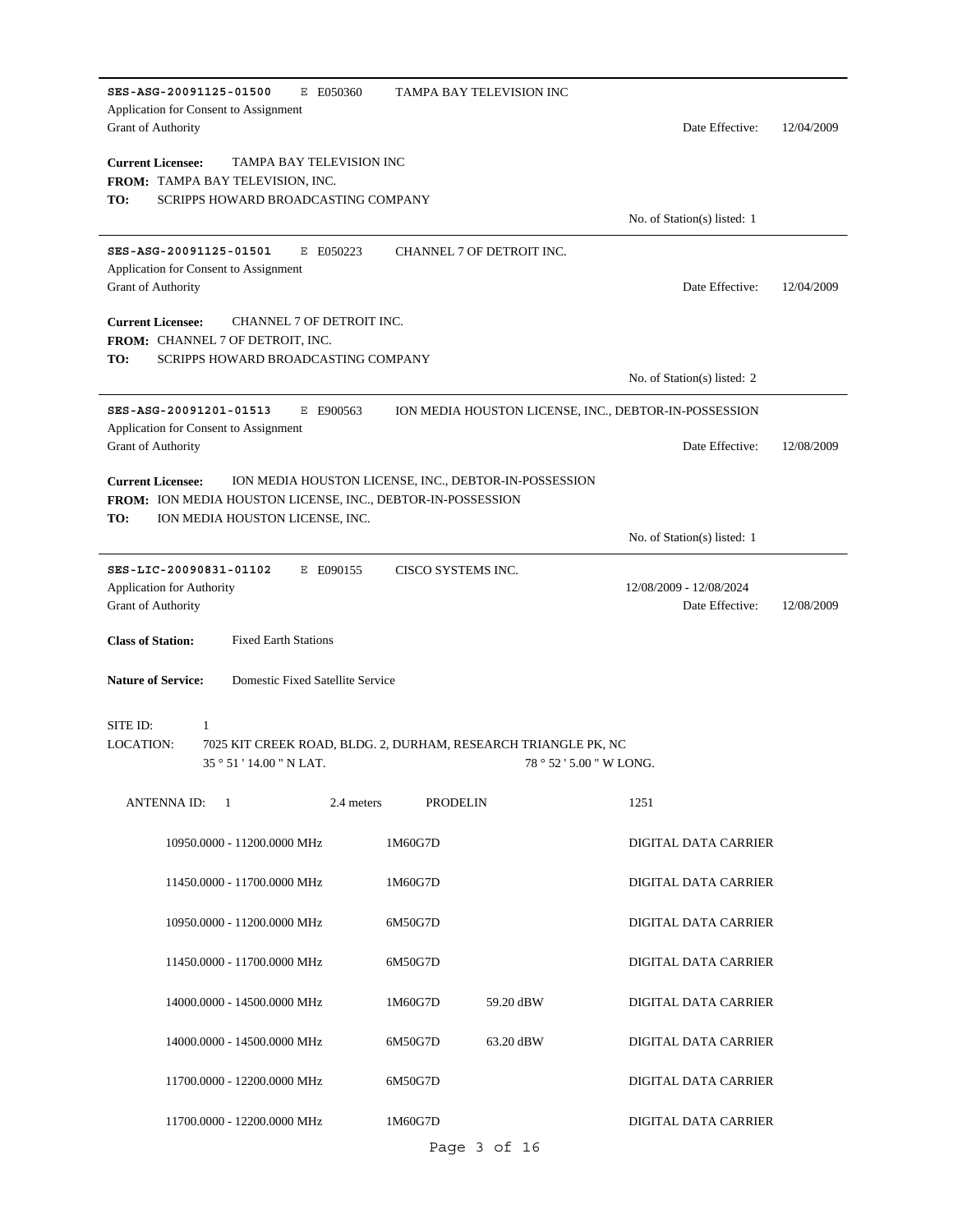**SES-ASG-20091125-01500** E E050360 TAMPA BAY TELEVISION INC

Application for Consent to Assignment

Grant of Authority Date Effective: 12/04/2009

**Current Licensee:** TAMPA BAY TELEVISION INC

**FROM:** TAMPA BAY TELEVISION, INC.

**TO:** SCRIPPS HOWARD BROADCASTING COMPANY

No. of Station(s) listed: 1

---

**SES-ASG-20091125-01501** E E050223 CHANNEL 7 OF DETROIT INC.

Application for Consent to Assignment

Grant of Authority Date Effective: 12/04/2009

**Current Licensee:** CHANNEL 7 OF DETROIT INC.

**FROM:** CHANNEL 7 OF DETROIT, INC.

**TO:** SCRIPPS HOWARD BROADCASTING COMPANY

No. of Station(s) listed: 2

---

**SES-ASG-20091201-01513** E E900563 ION MEDIA HOUSTON LICENSE, INC., DEBTOR-IN-POSSESSION

Application for Consent to Assignment

Grant of Authority Date Effective: 12/08/2009

**Current Licensee:** ION MEDIA HOUSTON LICENSE, INC., DEBTOR-IN-POSSESSION

**FROM:** ION MEDIA HOUSTON LICENSE, INC., DEBTOR-IN-POSSESSION

**TO:** ION MEDIA HOUSTON LICENSE, INC.

No. of Station(s) listed: 1

---

**SES-LIC-20090831-01102** E E090155 CISCO SYSTEMS INC.

Application for Authority 12/08/2009 - 12/08/2024

Grant of Authority Date Effective: 12/08/2009

**Class of Station:** Fixed Earth Stations

**Nature of Service:** Domestic Fixed Satellite Service

SITE ID: 1

LOCATION: 7025 KIT CREEK ROAD, BLDG. 2, DURHAM, RESEARCH TRIANGLE PK, NC

35 ° 51 ' 14.00 " N LAT. 78 ° 52 ' 5.00 " W LONG.

ANTENNA ID: 1 2.4 meters PRODELIN 1251

| Frequency | Emission | Power | Description |
|---|---|---|---|
| 10950.0000 - 11200.0000 MHz | 1M60G7D | | DIGITAL DATA CARRIER |
| 11450.0000 - 11700.0000 MHz | 1M60G7D | | DIGITAL DATA CARRIER |
| 10950.0000 - 11200.0000 MHz | 6M50G7D | | DIGITAL DATA CARRIER |
| 11450.0000 - 11700.0000 MHz | 6M50G7D | | DIGITAL DATA CARRIER |
| 14000.0000 - 14500.0000 MHz | 1M60G7D | 59.20 dBW | DIGITAL DATA CARRIER |
| 14000.0000 - 14500.0000 MHz | 6M50G7D | 63.20 dBW | DIGITAL DATA CARRIER |
| 11700.0000 - 12200.0000 MHz | 6M50G7D | | DIGITAL DATA CARRIER |
| 11700.0000 - 12200.0000 MHz | 1M60G7D | | DIGITAL DATA CARRIER |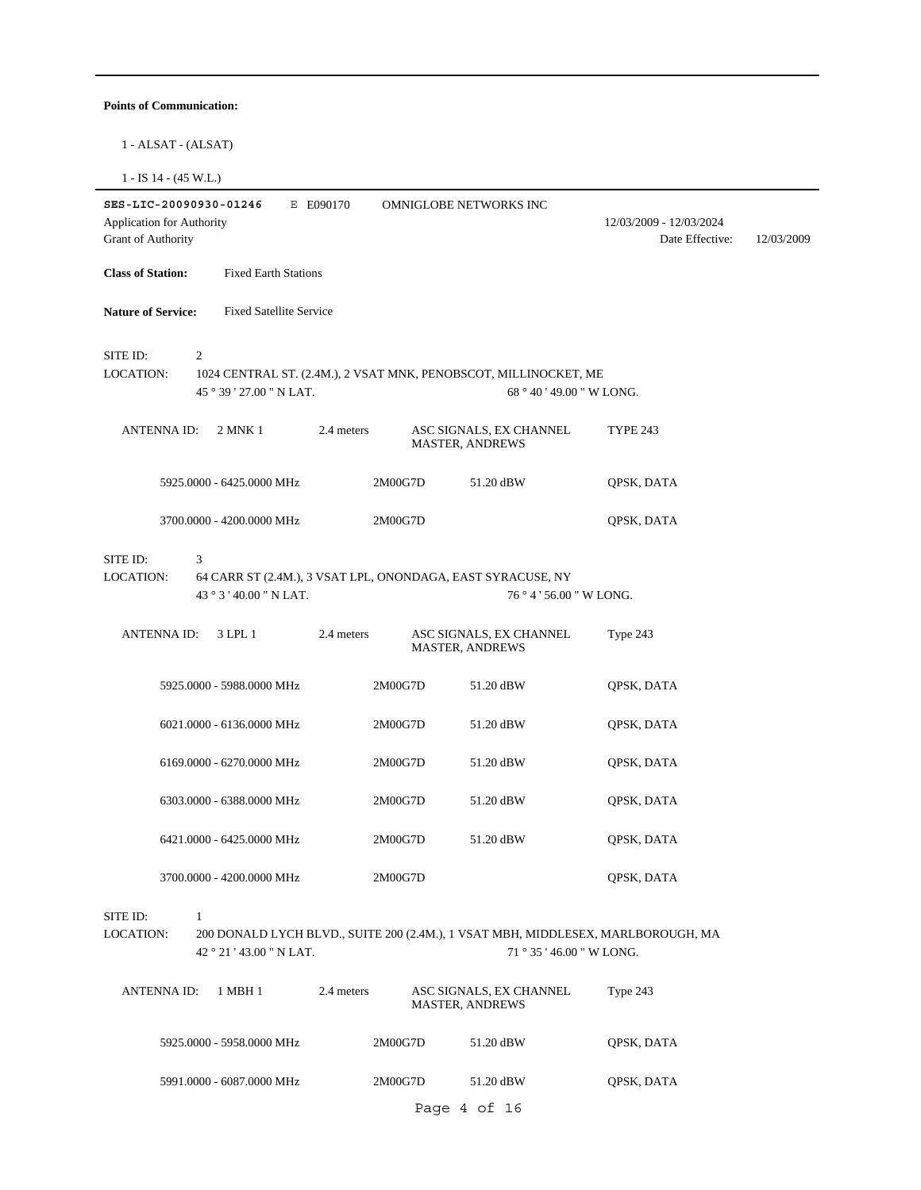**Points of Communication:**

1 - ALSAT - (ALSAT)

1 - IS 14 - (45 W.L.)

---

**SES-LIC-20090930-01246** E E090170 OMNIGLOBE NETWORKS INC

Application for Authority 12/03/2009 - 12/03/2024

Grant of Authority Date Effective: 12/03/2009

**Class of Station:** Fixed Earth Stations

**Nature of Service:** Fixed Satellite Service

SITE ID: 2

LOCATION: 1024 CENTRAL ST. (2.4M.), 2 VSAT MNK, PENOBSCOT, MILLINOCKET, ME

45 ° 39 ' 27.00 " N LAT. 68 ° 40 ' 49.00 " W LONG.

ANTENNA ID: 2 MNK 1 2.4 meters ASC SIGNALS, EX CHANNEL MASTER, ANDREWS TYPE 243

| Frequency | Emission | Power | Modulation |
|---|---|---|---|
| 5925.0000 - 6425.0000 MHz | 2M00G7D | 51.20 dBW | QPSK, DATA |
| 3700.0000 - 4200.0000 MHz | 2M00G7D | | QPSK, DATA |

SITE ID: 3

LOCATION: 64 CARR ST (2.4M.), 3 VSAT LPL, ONONDAGA, EAST SYRACUSE, NY

43 ° 3 ' 40.00 " N LAT. 76 ° 4 ' 56.00 " W LONG.

ANTENNA ID: 3 LPL 1 2.4 meters ASC SIGNALS, EX CHANNEL MASTER, ANDREWS Type 243

| Frequency | Emission | Power | Modulation |
|---|---|---|---|
| 5925.0000 - 5988.0000 MHz | 2M00G7D | 51.20 dBW | QPSK, DATA |
| 6021.0000 - 6136.0000 MHz | 2M00G7D | 51.20 dBW | QPSK, DATA |
| 6169.0000 - 6270.0000 MHz | 2M00G7D | 51.20 dBW | QPSK, DATA |
| 6303.0000 - 6388.0000 MHz | 2M00G7D | 51.20 dBW | QPSK, DATA |
| 6421.0000 - 6425.0000 MHz | 2M00G7D | 51.20 dBW | QPSK, DATA |
| 3700.0000 - 4200.0000 MHz | 2M00G7D | | QPSK, DATA |

SITE ID: 1

LOCATION: 200 DONALD LYCH BLVD., SUITE 200 (2.4M.), 1 VSAT MBH, MIDDLESEX, MARLBOROUGH, MA

42 ° 21 ' 43.00 " N LAT. 71 ° 35 ' 46.00 " W LONG.

ANTENNA ID: 1 MBH 1 2.4 meters ASC SIGNALS, EX CHANNEL MASTER, ANDREWS Type 243

| Frequency | Emission | Power | Modulation |
|---|---|---|---|
| 5925.0000 - 5958.0000 MHz | 2M00G7D | 51.20 dBW | QPSK, DATA |
| 5991.0000 - 6087.0000 MHz | 2M00G7D | 51.20 dBW | QPSK, DATA |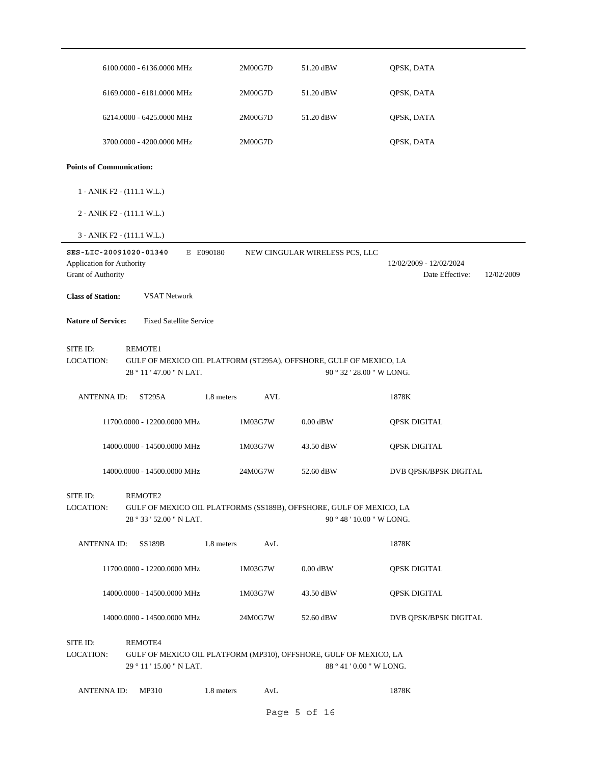| | | | |
|---|---|---|---|
| 6100.0000 - 6136.0000 MHz | 2M00G7D | 51.20 dBW | QPSK, DATA |
| 6169.0000 - 6181.0000 MHz | 2M00G7D | 51.20 dBW | QPSK, DATA |
| 6214.0000 - 6425.0000 MHz | 2M00G7D | 51.20 dBW | QPSK, DATA |
| 3700.0000 - 4200.0000 MHz | 2M00G7D | | QPSK, DATA |

**Points of Communication:**

1 - ANIK F2 - (111.1 W.L.)

2 - ANIK F2 - (111.1 W.L.)

3 - ANIK F2 - (111.1 W.L.)

---

**SES-LIC-20091020-01340** E E090180 NEW CINGULAR WIRELESS PCS, LLC

Application for Authority 12/02/2009 - 12/02/2024

Grant of Authority Date Effective: 12/02/2009

**Class of Station:** VSAT Network

**Nature of Service:** Fixed Satellite Service

SITE ID: REMOTE1

LOCATION: GULF OF MEXICO OIL PLATFORM (ST295A), OFFSHORE, GULF OF MEXICO, LA
28 ° 11 ' 47.00 " N LAT. 90 ° 32 ' 28.00 " W LONG.

ANTENNA ID: ST295A 1.8 meters AVL 1878K

| | | | |
|---|---|---|---|
| 11700.0000 - 12200.0000 MHz | 1M03G7W | 0.00 dBW | QPSK DIGITAL |
| 14000.0000 - 14500.0000 MHz | 1M03G7W | 43.50 dBW | QPSK DIGITAL |
| 14000.0000 - 14500.0000 MHz | 24M0G7W | 52.60 dBW | DVB QPSK/BPSK DIGITAL |

SITE ID: REMOTE2

LOCATION: GULF OF MEXICO OIL PLATFORMS (SS189B), OFFSHORE, GULF OF MEXICO, LA
28 ° 33 ' 52.00 " N LAT. 90 ° 48 ' 10.00 " W LONG.

ANTENNA ID: SS189B 1.8 meters AvL 1878K

| | | | |
|---|---|---|---|
| 11700.0000 - 12200.0000 MHz | 1M03G7W | 0.00 dBW | QPSK DIGITAL |
| 14000.0000 - 14500.0000 MHz | 1M03G7W | 43.50 dBW | QPSK DIGITAL |
| 14000.0000 - 14500.0000 MHz | 24M0G7W | 52.60 dBW | DVB QPSK/BPSK DIGITAL |

SITE ID: REMOTE4

LOCATION: GULF OF MEXICO OIL PLATFORM (MP310), OFFSHORE, GULF OF MEXICO, LA
29 ° 11 ' 15.00 " N LAT. 88 ° 41 ' 0.00 " W LONG.

ANTENNA ID: MP310 1.8 meters AvL 1878K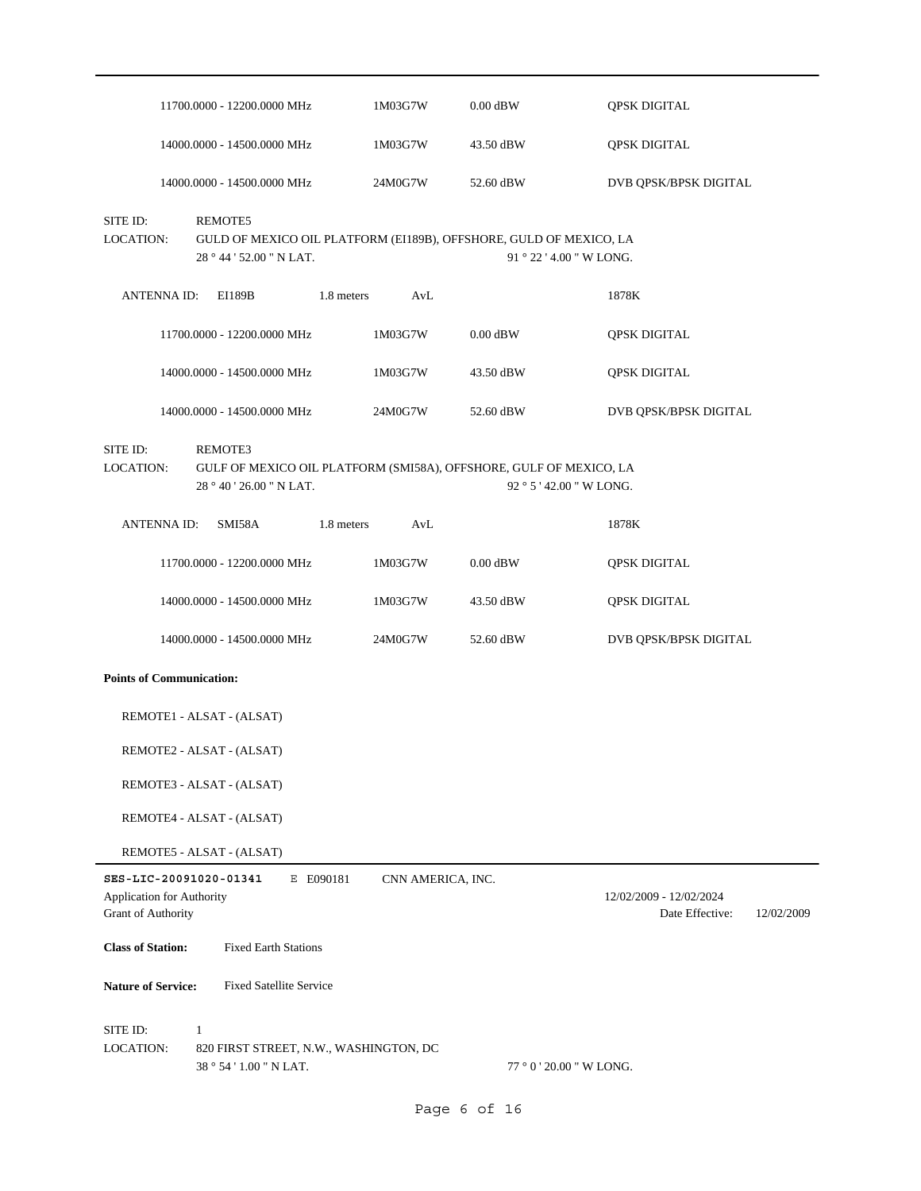| | | | |
|---|---|---|---|
| 11700.0000 - 12200.0000 MHz | 1M03G7W | 0.00 dBW | QPSK DIGITAL |
| 14000.0000 - 14500.0000 MHz | 1M03G7W | 43.50 dBW | QPSK DIGITAL |
| 14000.0000 - 14500.0000 MHz | 24M0G7W | 52.60 dBW | DVB QPSK/BPSK DIGITAL |

SITE ID: REMOTE5
LOCATION: GULD OF MEXICO OIL PLATFORM (EI189B), OFFSHORE, GULD OF MEXICO, LA
28 ° 44 ' 52.00 " N LAT. 91 ° 22 ' 4.00 " W LONG.

ANTENNA ID: EI189B 1.8 meters AvL 1878K

| | | | |
|---|---|---|---|
| 11700.0000 - 12200.0000 MHz | 1M03G7W | 0.00 dBW | QPSK DIGITAL |
| 14000.0000 - 14500.0000 MHz | 1M03G7W | 43.50 dBW | QPSK DIGITAL |
| 14000.0000 - 14500.0000 MHz | 24M0G7W | 52.60 dBW | DVB QPSK/BPSK DIGITAL |

SITE ID: REMOTE3
LOCATION: GULF OF MEXICO OIL PLATFORM (SMI58A), OFFSHORE, GULF OF MEXICO, LA
28 ° 40 ' 26.00 " N LAT. 92 ° 5 ' 42.00 " W LONG.

ANTENNA ID: SMI58A 1.8 meters AvL 1878K

| | | | |
|---|---|---|---|
| 11700.0000 - 12200.0000 MHz | 1M03G7W | 0.00 dBW | QPSK DIGITAL |
| 14000.0000 - 14500.0000 MHz | 1M03G7W | 43.50 dBW | QPSK DIGITAL |
| 14000.0000 - 14500.0000 MHz | 24M0G7W | 52.60 dBW | DVB QPSK/BPSK DIGITAL |

**Points of Communication:**

REMOTE1 - ALSAT - (ALSAT)

REMOTE2 - ALSAT - (ALSAT)

REMOTE3 - ALSAT - (ALSAT)

REMOTE4 - ALSAT - (ALSAT)

REMOTE5 - ALSAT - (ALSAT)

---

**SES-LIC-20091020-01341** E E090181 CNN AMERICA, INC.

Application for Authority 12/02/2009 - 12/02/2024

Grant of Authority Date Effective: 12/02/2009

**Class of Station:** Fixed Earth Stations

**Nature of Service:** Fixed Satellite Service

SITE ID: 1
LOCATION: 820 FIRST STREET, N.W., WASHINGTON, DC
38 ° 54 ' 1.00 " N LAT. 77 ° 0 ' 20.00 " W LONG.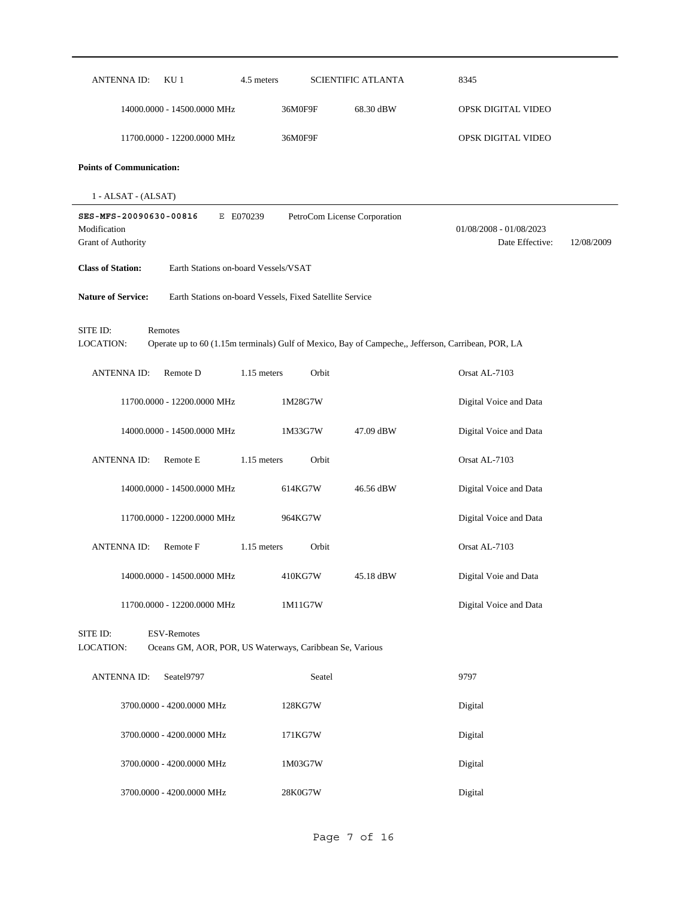| ANTENNA ID: | KU 1 | 4.5 meters | SCIENTIFIC ATLANTA | 8345 |
|---|---|---|---|---|
| | 14000.0000 - 14500.0000 MHz | 36M0F9F | 68.30 dBW | OPSK DIGITAL VIDEO |
| | 11700.0000 - 12200.0000 MHz | 36M0F9F | | OPSK DIGITAL VIDEO |

**Points of Communication:**

1 - ALSAT - (ALSAT)

---

**SES-MFS-20090630-00816** E E070239 PetroCom License Corporation

Modification 01/08/2008 - 01/08/2023

Grant of Authority Date Effective: 12/08/2009

**Class of Station:** Earth Stations on-board Vessels/VSAT

**Nature of Service:** Earth Stations on-board Vessels, Fixed Satellite Service

SITE ID: Remotes

LOCATION: Operate up to 60 (1.15m terminals) Gulf of Mexico, Bay of Campeche,, Jefferson, Carribean, POR, LA

| ANTENNA ID: | Remote D | 1.15 meters | Orbit | Orsat AL-7103 |
|---|---|---|---|---|
| | 11700.0000 - 12200.0000 MHz | 1M28G7W | | Digital Voice and Data |
| | 14000.0000 - 14500.0000 MHz | 1M33G7W | 47.09 dBW | Digital Voice and Data |
| **ANTENNA ID:** | Remote E | 1.15 meters | Orbit | Orsat AL-7103 |
| | 14000.0000 - 14500.0000 MHz | 614KG7W | 46.56 dBW | Digital Voice and Data |
| | 11700.0000 - 12200.0000 MHz | 964KG7W | | Digital Voice and Data |
| **ANTENNA ID:** | Remote F | 1.15 meters | Orbit | Orsat AL-7103 |
| | 14000.0000 - 14500.0000 MHz | 410KG7W | 45.18 dBW | Digital Voie and Data |
| | 11700.0000 - 12200.0000 MHz | 1M11G7W | | Digital Voice and Data |

SITE ID: ESV-Remotes

LOCATION: Oceans GM, AOR, POR, US Waterways, Caribbean Se, Various

| ANTENNA ID: | Seatel9797 | | Seatel | 9797 |
|---|---|---|---|---|
| | 3700.0000 - 4200.0000 MHz | 128KG7W | | Digital |
| | 3700.0000 - 4200.0000 MHz | 171KG7W | | Digital |
| | 3700.0000 - 4200.0000 MHz | 1M03G7W | | Digital |
| | 3700.0000 - 4200.0000 MHz | 28K0G7W | | Digital |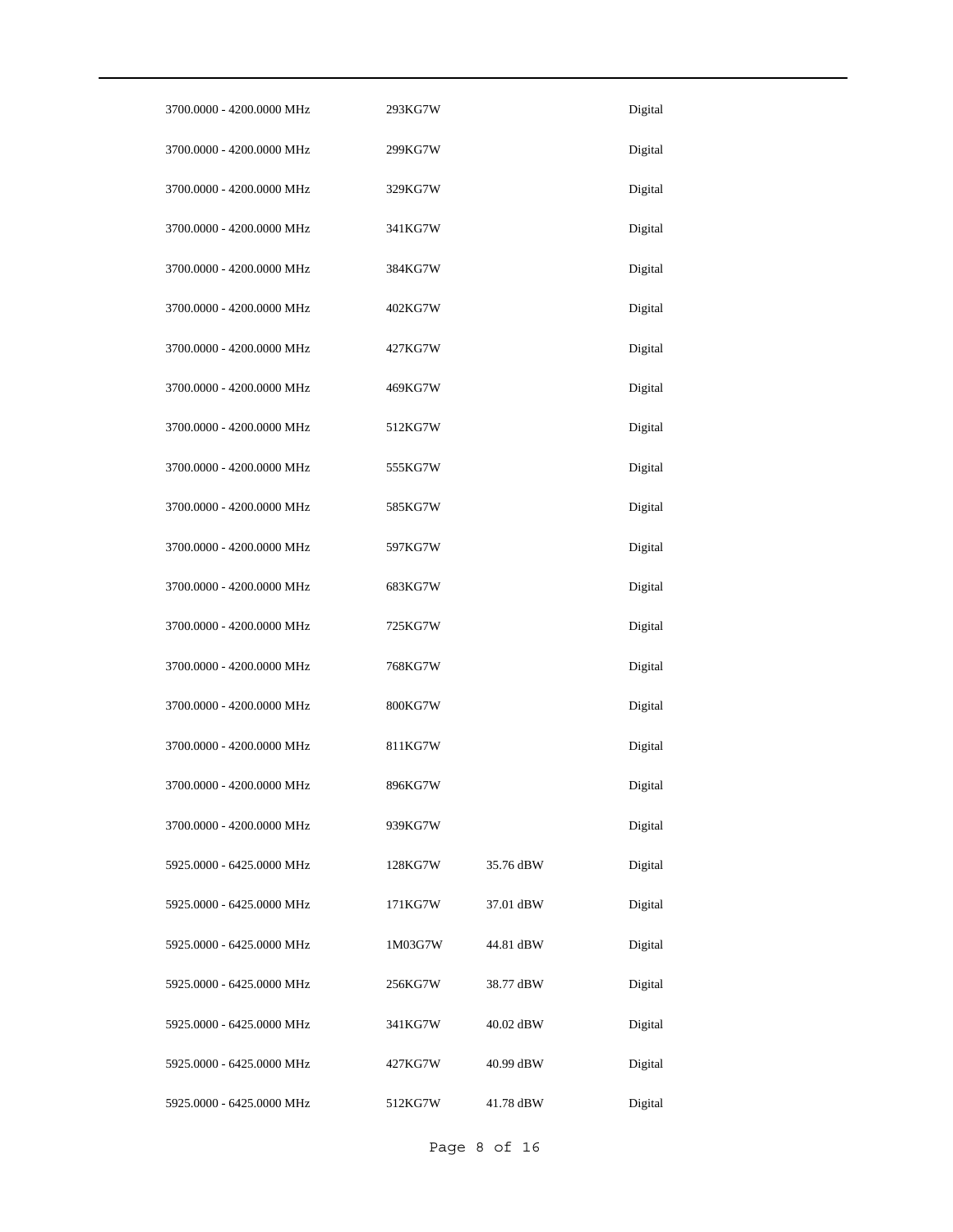| | | | |
|---|---|---|---|
| 3700.0000 - 4200.0000 MHz | 293KG7W | | Digital |
| 3700.0000 - 4200.0000 MHz | 299KG7W | | Digital |
| 3700.0000 - 4200.0000 MHz | 329KG7W | | Digital |
| 3700.0000 - 4200.0000 MHz | 341KG7W | | Digital |
| 3700.0000 - 4200.0000 MHz | 384KG7W | | Digital |
| 3700.0000 - 4200.0000 MHz | 402KG7W | | Digital |
| 3700.0000 - 4200.0000 MHz | 427KG7W | | Digital |
| 3700.0000 - 4200.0000 MHz | 469KG7W | | Digital |
| 3700.0000 - 4200.0000 MHz | 512KG7W | | Digital |
| 3700.0000 - 4200.0000 MHz | 555KG7W | | Digital |
| 3700.0000 - 4200.0000 MHz | 585KG7W | | Digital |
| 3700.0000 - 4200.0000 MHz | 597KG7W | | Digital |
| 3700.0000 - 4200.0000 MHz | 683KG7W | | Digital |
| 3700.0000 - 4200.0000 MHz | 725KG7W | | Digital |
| 3700.0000 - 4200.0000 MHz | 768KG7W | | Digital |
| 3700.0000 - 4200.0000 MHz | 800KG7W | | Digital |
| 3700.0000 - 4200.0000 MHz | 811KG7W | | Digital |
| 3700.0000 - 4200.0000 MHz | 896KG7W | | Digital |
| 3700.0000 - 4200.0000 MHz | 939KG7W | | Digital |
| 5925.0000 - 6425.0000 MHz | 128KG7W | 35.76 dBW | Digital |
| 5925.0000 - 6425.0000 MHz | 171KG7W | 37.01 dBW | Digital |
| 5925.0000 - 6425.0000 MHz | 1M03G7W | 44.81 dBW | Digital |
| 5925.0000 - 6425.0000 MHz | 256KG7W | 38.77 dBW | Digital |
| 5925.0000 - 6425.0000 MHz | 341KG7W | 40.02 dBW | Digital |
| 5925.0000 - 6425.0000 MHz | 427KG7W | 40.99 dBW | Digital |
| 5925.0000 - 6425.0000 MHz | 512KG7W | 41.78 dBW | Digital |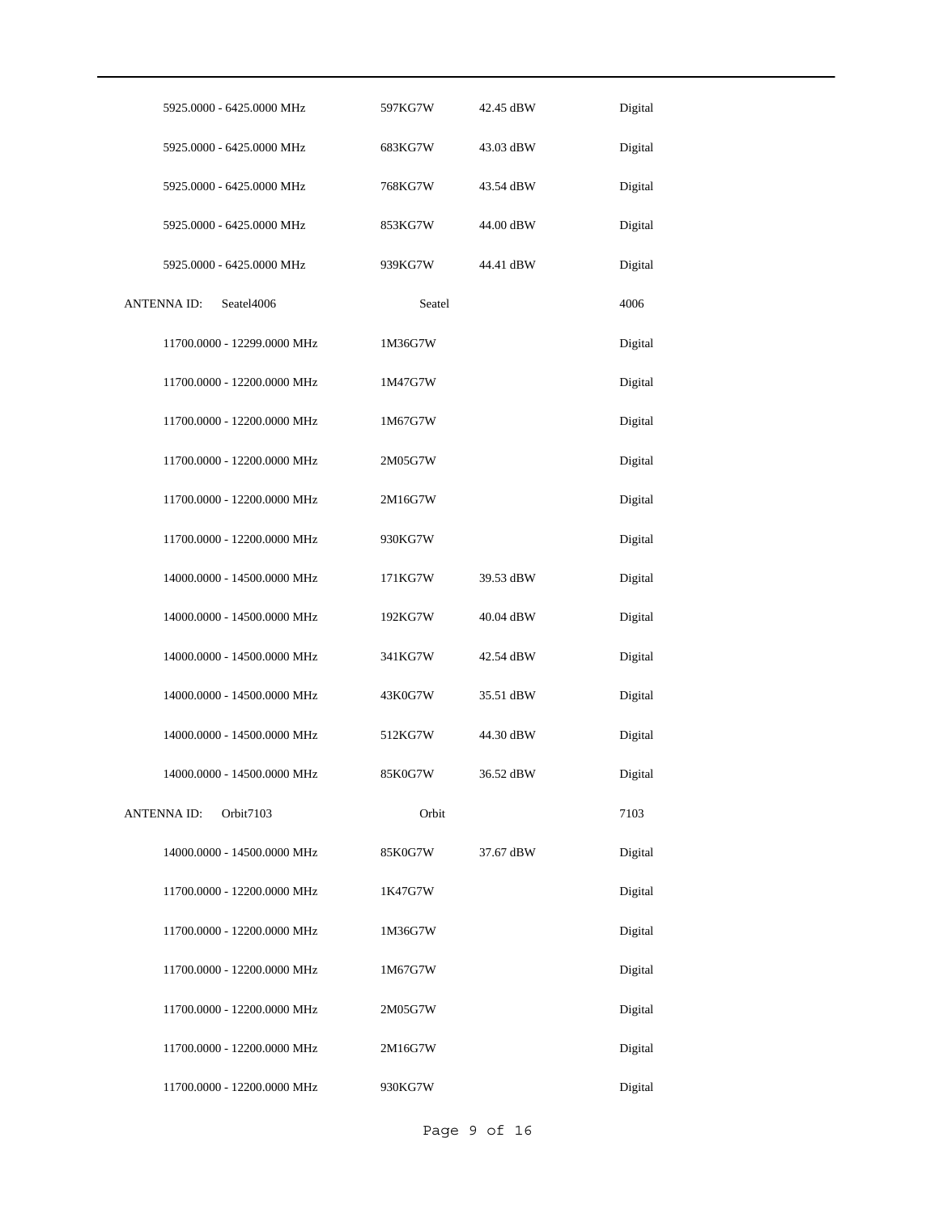| | | | |
|---|---|---|---|
| 5925.0000 - 6425.0000 MHz | 597KG7W | 42.45 dBW | Digital |
| 5925.0000 - 6425.0000 MHz | 683KG7W | 43.03 dBW | Digital |
| 5925.0000 - 6425.0000 MHz | 768KG7W | 43.54 dBW | Digital |
| 5925.0000 - 6425.0000 MHz | 853KG7W | 44.00 dBW | Digital |
| 5925.0000 - 6425.0000 MHz | 939KG7W | 44.41 dBW | Digital |
| ANTENNA ID: Seatel4006 | Seatel | | 4006 |
| 11700.0000 - 12299.0000 MHz | 1M36G7W | | Digital |
| 11700.0000 - 12200.0000 MHz | 1M47G7W | | Digital |
| 11700.0000 - 12200.0000 MHz | 1M67G7W | | Digital |
| 11700.0000 - 12200.0000 MHz | 2M05G7W | | Digital |
| 11700.0000 - 12200.0000 MHz | 2M16G7W | | Digital |
| 11700.0000 - 12200.0000 MHz | 930KG7W | | Digital |
| 14000.0000 - 14500.0000 MHz | 171KG7W | 39.53 dBW | Digital |
| 14000.0000 - 14500.0000 MHz | 192KG7W | 40.04 dBW | Digital |
| 14000.0000 - 14500.0000 MHz | 341KG7W | 42.54 dBW | Digital |
| 14000.0000 - 14500.0000 MHz | 43K0G7W | 35.51 dBW | Digital |
| 14000.0000 - 14500.0000 MHz | 512KG7W | 44.30 dBW | Digital |
| 14000.0000 - 14500.0000 MHz | 85K0G7W | 36.52 dBW | Digital |
| ANTENNA ID: Orbit7103 | Orbit | | 7103 |
| 14000.0000 - 14500.0000 MHz | 85K0G7W | 37.67 dBW | Digital |
| 11700.0000 - 12200.0000 MHz | 1K47G7W | | Digital |
| 11700.0000 - 12200.0000 MHz | 1M36G7W | | Digital |
| 11700.0000 - 12200.0000 MHz | 1M67G7W | | Digital |
| 11700.0000 - 12200.0000 MHz | 2M05G7W | | Digital |
| 11700.0000 - 12200.0000 MHz | 2M16G7W | | Digital |
| 11700.0000 - 12200.0000 MHz | 930KG7W | | Digital |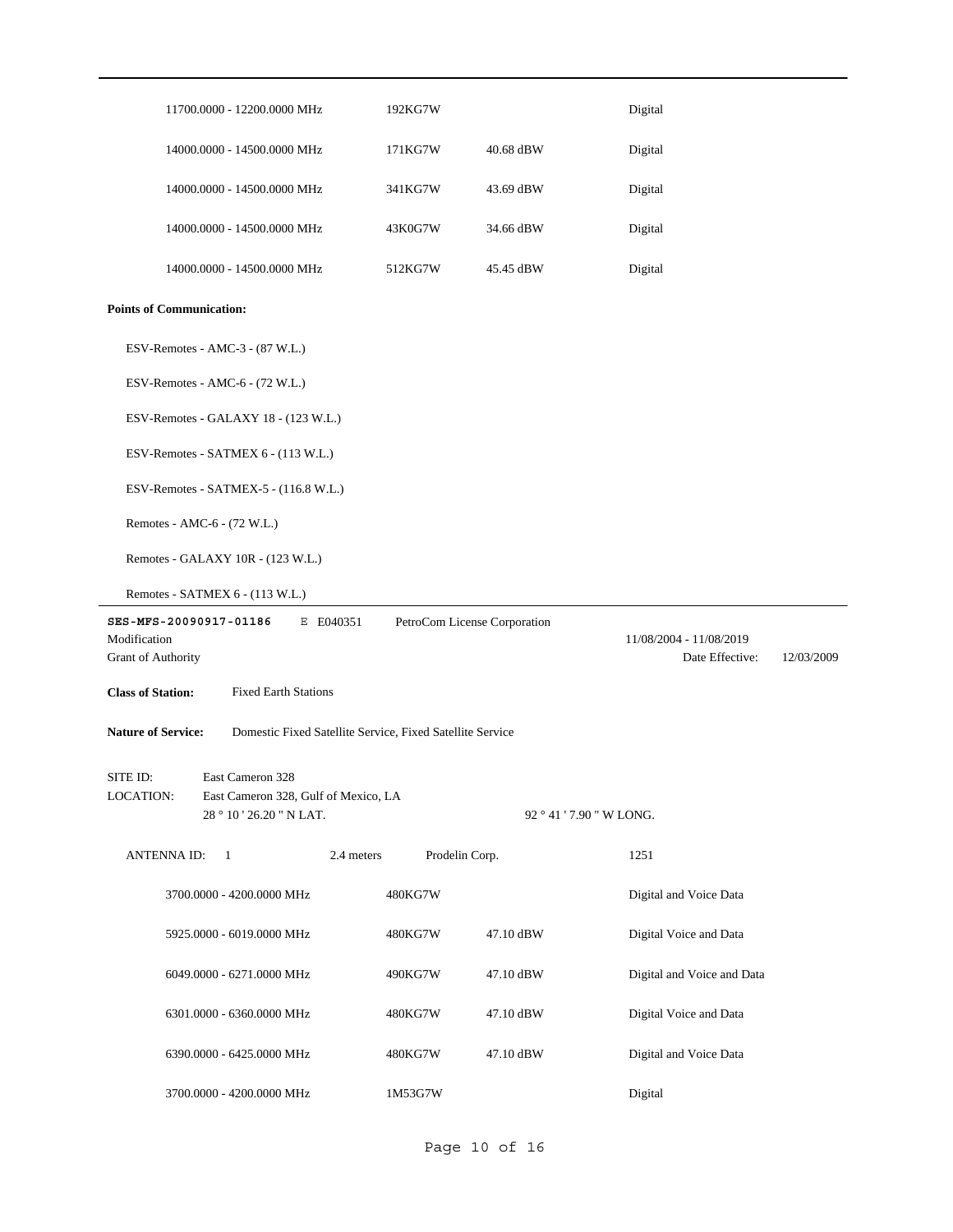| | | | |
|---|---|---|---|
| 11700.0000 - 12200.0000 MHz | 192KG7W | | Digital |
| 14000.0000 - 14500.0000 MHz | 171KG7W | 40.68 dBW | Digital |
| 14000.0000 - 14500.0000 MHz | 341KG7W | 43.69 dBW | Digital |
| 14000.0000 - 14500.0000 MHz | 43K0G7W | 34.66 dBW | Digital |
| 14000.0000 - 14500.0000 MHz | 512KG7W | 45.45 dBW | Digital |

**Points of Communication:**

ESV-Remotes - AMC-3 - (87 W.L.)

ESV-Remotes - AMC-6 - (72 W.L.)

ESV-Remotes - GALAXY 18 - (123 W.L.)

ESV-Remotes - SATMEX 6 - (113 W.L.)

ESV-Remotes - SATMEX-5 - (116.8 W.L.)

Remotes - AMC-6 - (72 W.L.)

Remotes - GALAXY 10R - (123 W.L.)

Remotes - SATMEX 6 - (113 W.L.)

---

**SES-MFS-20090917-01186** E E040351 PetroCom License Corporation

Modification 11/08/2004 - 11/08/2019

Grant of Authority Date Effective: 12/03/2009

**Class of Station:** Fixed Earth Stations

**Nature of Service:** Domestic Fixed Satellite Service, Fixed Satellite Service

SITE ID: East Cameron 328

LOCATION: East Cameron 328, Gulf of Mexico, LA

28 ° 10 ' 26.20 " N LAT. 92 ° 41 ' 7.90 " W LONG.

ANTENNA ID: 1 2.4 meters Prodelin Corp. 1251

| | | | |
|---|---|---|---|
| 3700.0000 - 4200.0000 MHz | 480KG7W | | Digital and Voice Data |
| 5925.0000 - 6019.0000 MHz | 480KG7W | 47.10 dBW | Digital Voice and Data |
| 6049.0000 - 6271.0000 MHz | 490KG7W | 47.10 dBW | Digital and Voice and Data |
| 6301.0000 - 6360.0000 MHz | 480KG7W | 47.10 dBW | Digital Voice and Data |
| 6390.0000 - 6425.0000 MHz | 480KG7W | 47.10 dBW | Digital and Voice Data |
| 3700.0000 - 4200.0000 MHz | 1M53G7W | | Digital |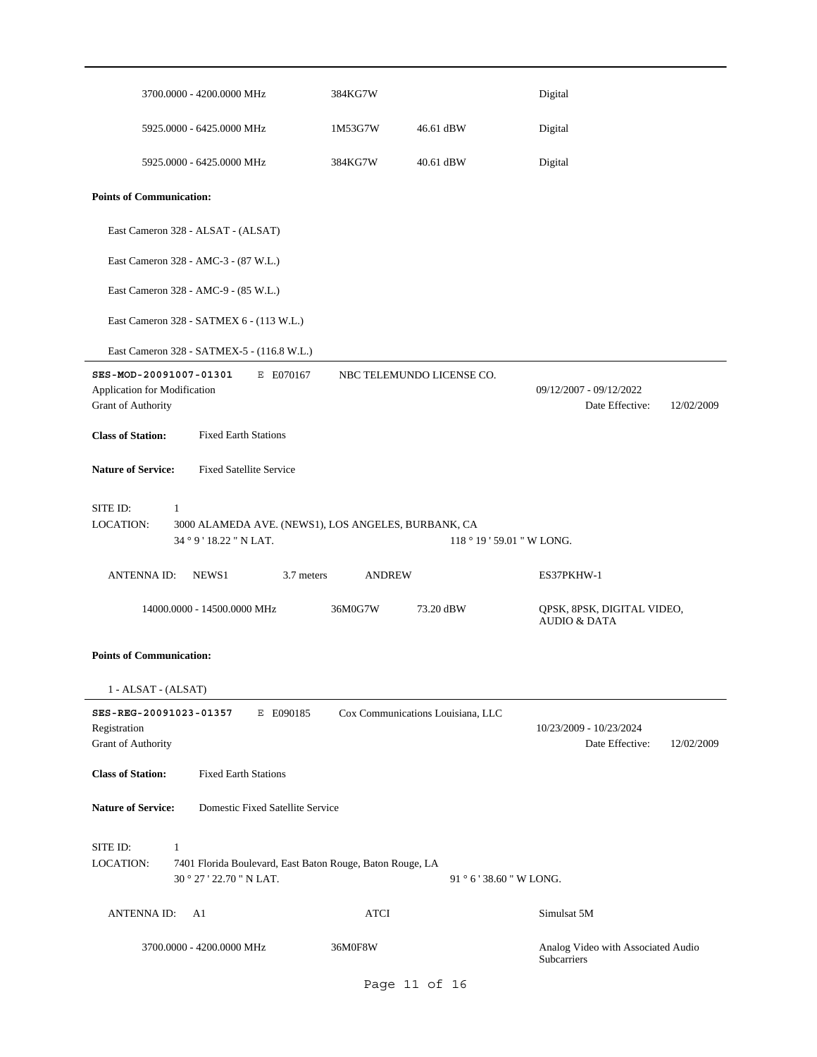| | | | |
|---|---|---|---|
| 3700.0000 - 4200.0000 MHz | 384KG7W | | Digital |
| 5925.0000 - 6425.0000 MHz | 1M53G7W | 46.61 dBW | Digital |
| 5925.0000 - 6425.0000 MHz | 384KG7W | 40.61 dBW | Digital |

**Points of Communication:**

East Cameron 328 - ALSAT - (ALSAT)

East Cameron 328 - AMC-3 - (87 W.L.)

East Cameron 328 - AMC-9 - (85 W.L.)

East Cameron 328 - SATMEX 6 - (113 W.L.)

East Cameron 328 - SATMEX-5 - (116.8 W.L.)

---

**SES-MOD-20091007-01301** E E070167 NBC TELEMUNDO LICENSE CO.

Application for Modification 09/12/2007 - 09/12/2022

Grant of Authority Date Effective: 12/02/2009

**Class of Station:** Fixed Earth Stations

**Nature of Service:** Fixed Satellite Service

SITE ID: 1

LOCATION: 3000 ALAMEDA AVE. (NEWS1), LOS ANGELES, BURBANK, CA

34 ° 9 ' 18.22 " N LAT. 118 ° 19 ' 59.01 " W LONG.

ANTENNA ID: NEWS1 3.7 meters ANDREW ES37PKHW-1

| | | | |
|---|---|---|---|
| 14000.0000 - 14500.0000 MHz | 36M0G7W | 73.20 dBW | QPSK, 8PSK, DIGITAL VIDEO, AUDIO & DATA |

**Points of Communication:**

1 - ALSAT - (ALSAT)

---

**SES-REG-20091023-01357** E E090185 Cox Communications Louisiana, LLC

Registration 10/23/2009 - 10/23/2024

Grant of Authority Date Effective: 12/02/2009

**Class of Station:** Fixed Earth Stations

**Nature of Service:** Domestic Fixed Satellite Service

SITE ID: 1

LOCATION: 7401 Florida Boulevard, East Baton Rouge, Baton Rouge, LA

30 ° 27 ' 22.70 " N LAT. 91 ° 6 ' 38.60 " W LONG.

ANTENNA ID: A1 ATCI Simulsat 5M

| | | | |
|---|---|---|---|
| 3700.0000 - 4200.0000 MHz | 36M0F8W | | Analog Video with Associated Audio Subcarriers |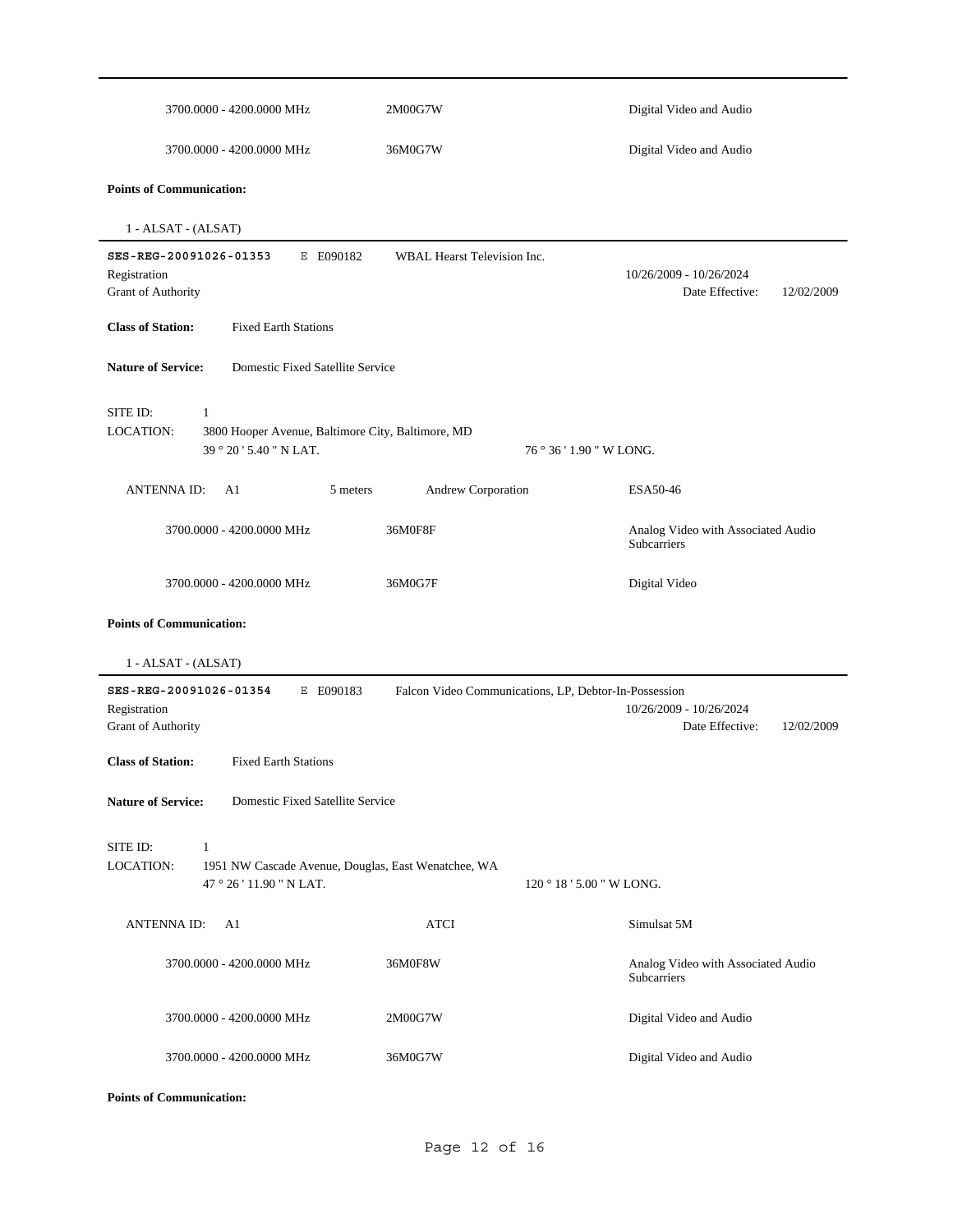| | | |
|---|---|---|
| 3700.0000 - 4200.0000 MHz | 2M00G7W | Digital Video and Audio |
| 3700.0000 - 4200.0000 MHz | 36M0G7W | Digital Video and Audio |

**Points of Communication:**

1 - ALSAT - (ALSAT)

---

**SES-REG-20091026-01353** E E090182 WBAL Hearst Television Inc.

Registration 10/26/2009 - 10/26/2024

Grant of Authority Date Effective: 12/02/2009

**Class of Station:** Fixed Earth Stations

**Nature of Service:** Domestic Fixed Satellite Service

SITE ID: 1

LOCATION: 3800 Hooper Avenue, Baltimore City, Baltimore, MD

39 ° 20 ' 5.40 " N LAT. 76 ° 36 ' 1.90 " W LONG.

ANTENNA ID: A1 5 meters Andrew Corporation ESA50-46

| | | |
|---|---|---|
| 3700.0000 - 4200.0000 MHz | 36M0F8F | Analog Video with Associated Audio Subcarriers |
| 3700.0000 - 4200.0000 MHz | 36M0G7F | Digital Video |

**Points of Communication:**

1 - ALSAT - (ALSAT)

---

**SES-REG-20091026-01354** E E090183 Falcon Video Communications, LP, Debtor-In-Possession

Registration 10/26/2009 - 10/26/2024

Grant of Authority Date Effective: 12/02/2009

**Class of Station:** Fixed Earth Stations

**Nature of Service:** Domestic Fixed Satellite Service

SITE ID: 1

LOCATION: 1951 NW Cascade Avenue, Douglas, East Wenatchee, WA

47 ° 26 ' 11.90 " N LAT. 120 ° 18 ' 5.00 " W LONG.

ANTENNA ID: A1 ATCI Simulsat 5M

| | | |
|---|---|---|
| 3700.0000 - 4200.0000 MHz | 36M0F8W | Analog Video with Associated Audio Subcarriers |
| 3700.0000 - 4200.0000 MHz | 2M00G7W | Digital Video and Audio |
| 3700.0000 - 4200.0000 MHz | 36M0G7W | Digital Video and Audio |

**Points of Communication:**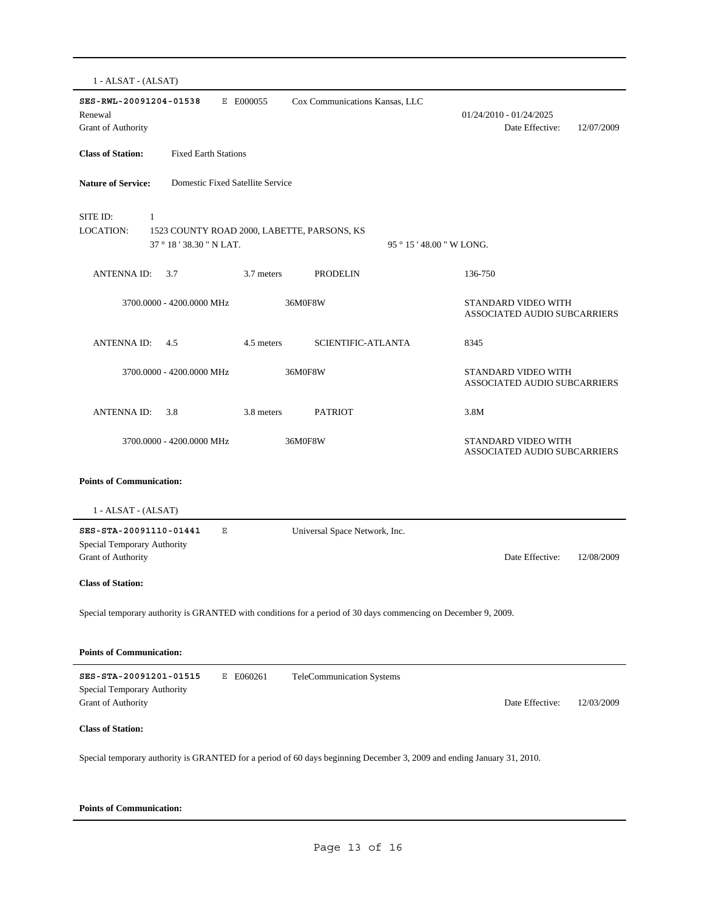1 - ALSAT - (ALSAT)

---

**SES-RWL-20091204-01538** E E000055 Cox Communications Kansas, LLC

Renewal 01/24/2010 - 01/24/2025

Grant of Authority Date Effective: 12/07/2009

**Class of Station:** Fixed Earth Stations

**Nature of Service:** Domestic Fixed Satellite Service

SITE ID: 1

LOCATION: 1523 COUNTY ROAD 2000, LABETTE, PARSONS, KS

37 ° 18 ' 38.30 " N LAT. 95 ° 15 ' 48.00 " W LONG.

| ANTENNA ID: | 3.7 | 3.7 meters | PRODELIN | 136-750 |
|---|---|---|---|---|
| | 3700.0000 - 4200.0000 MHz | | 36M0F8W | STANDARD VIDEO WITH ASSOCIATED AUDIO SUBCARRIERS |
| ANTENNA ID: | 4.5 | 4.5 meters | SCIENTIFIC-ATLANTA | 8345 |
| | 3700.0000 - 4200.0000 MHz | | 36M0F8W | STANDARD VIDEO WITH ASSOCIATED AUDIO SUBCARRIERS |
| ANTENNA ID: | 3.8 | 3.8 meters | PATRIOT | 3.8M |
| | 3700.0000 - 4200.0000 MHz | | 36M0F8W | STANDARD VIDEO WITH ASSOCIATED AUDIO SUBCARRIERS |

**Points of Communication:**

1 - ALSAT - (ALSAT)

---

**SES-STA-20091110-01441** E Universal Space Network, Inc.

Special Temporary Authority

Grant of Authority Date Effective: 12/08/2009

**Class of Station:**

Special temporary authority is GRANTED with conditions for a period of 30 days commencing on December 9, 2009.

**Points of Communication:**

---

**SES-STA-20091201-01515** E E060261 TeleCommunication Systems

Special Temporary Authority

Grant of Authority Date Effective: 12/03/2009

**Class of Station:**

Special temporary authority is GRANTED for a period of 60 days beginning December 3, 2009 and ending January 31, 2010.

**Points of Communication:**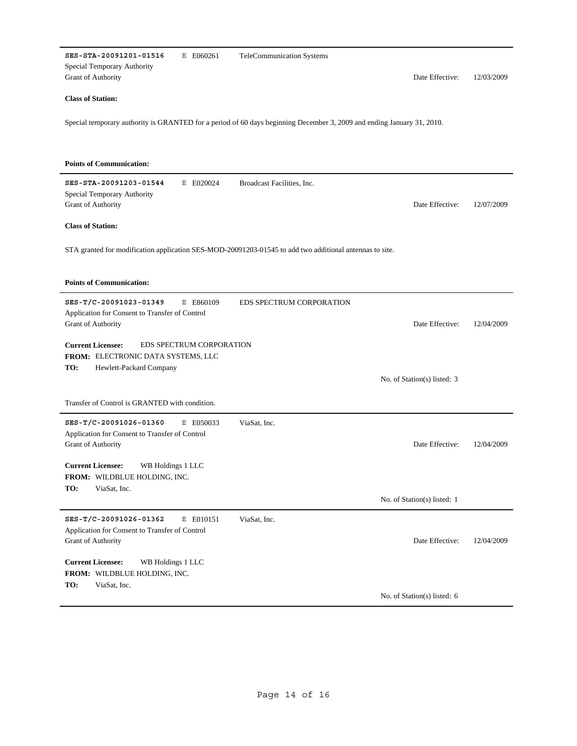---

**SES-STA-20091201-01516** E E060261 TeleCommunication Systems

Special Temporary Authority

Grant of Authority — Date Effective: 12/03/2009

**Class of Station:**

Special temporary authority is GRANTED for a period of 60 days beginning December 3, 2009 and ending January 31, 2010.

**Points of Communication:**

---

**SES-STA-20091203-01544** E E020024 Broadcast Facilities, Inc.

Special Temporary Authority

Grant of Authority — Date Effective: 12/07/2009

**Class of Station:**

STA granted for modification application SES-MOD-20091203-01545 to add two additional antennas to site.

**Points of Communication:**

---

**SES-T/C-20091023-01349** E E860109 EDS SPECTRUM CORPORATION

Application for Consent to Transfer of Control

Grant of Authority — Date Effective: 12/04/2009

**Current Licensee:** EDS SPECTRUM CORPORATION

**FROM:** ELECTRONIC DATA SYSTEMS, LLC

**TO:** Hewlett-Packard Company

No. of Station(s) listed: 3

Transfer of Control is GRANTED with condition.

---

**SES-T/C-20091026-01360** E E050033 ViaSat, Inc.

Application for Consent to Transfer of Control

Grant of Authority — Date Effective: 12/04/2009

**Current Licensee:** WB Holdings 1 LLC

**FROM:** WILDBLUE HOLDING, INC.

**TO:** ViaSat, Inc.

No. of Station(s) listed: 1

---

**SES-T/C-20091026-01362** E E010151 ViaSat, Inc.

Application for Consent to Transfer of Control

Grant of Authority — Date Effective: 12/04/2009

**Current Licensee:** WB Holdings 1 LLC

**FROM:** WILDBLUE HOLDING, INC.

**TO:** ViaSat, Inc.

No. of Station(s) listed: 6

---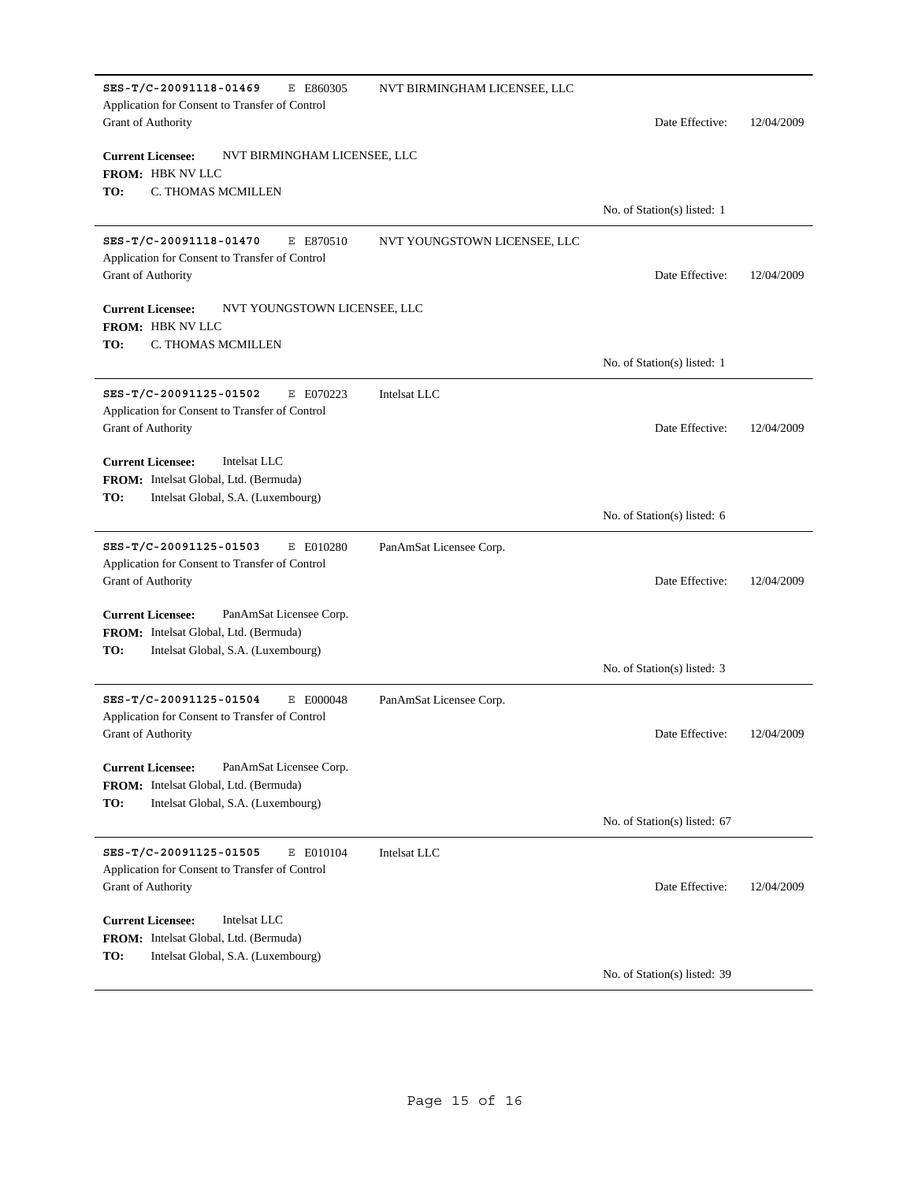---

**SES-T/C-20091118-01469** E E860305 NVT BIRMINGHAM LICENSEE, LLC
Application for Consent to Transfer of Control
Grant of Authority Date Effective: 12/04/2009

**Current Licensee:** NVT BIRMINGHAM LICENSEE, LLC
**FROM:** HBK NV LLC
**TO:** C. THOMAS MCMILLEN

No. of Station(s) listed: 1

---

**SES-T/C-20091118-01470** E E870510 NVT YOUNGSTOWN LICENSEE, LLC
Application for Consent to Transfer of Control
Grant of Authority Date Effective: 12/04/2009

**Current Licensee:** NVT YOUNGSTOWN LICENSEE, LLC
**FROM:** HBK NV LLC
**TO:** C. THOMAS MCMILLEN

No. of Station(s) listed: 1

---

**SES-T/C-20091125-01502** E E070223 Intelsat LLC
Application for Consent to Transfer of Control
Grant of Authority Date Effective: 12/04/2009

**Current Licensee:** Intelsat LLC
**FROM:** Intelsat Global, Ltd. (Bermuda)
**TO:** Intelsat Global, S.A. (Luxembourg)

No. of Station(s) listed: 6

---

**SES-T/C-20091125-01503** E E010280 PanAmSat Licensee Corp.
Application for Consent to Transfer of Control
Grant of Authority Date Effective: 12/04/2009

**Current Licensee:** PanAmSat Licensee Corp.
**FROM:** Intelsat Global, Ltd. (Bermuda)
**TO:** Intelsat Global, S.A. (Luxembourg)

No. of Station(s) listed: 3

---

**SES-T/C-20091125-01504** E E000048 PanAmSat Licensee Corp.
Application for Consent to Transfer of Control
Grant of Authority Date Effective: 12/04/2009

**Current Licensee:** PanAmSat Licensee Corp.
**FROM:** Intelsat Global, Ltd. (Bermuda)
**TO:** Intelsat Global, S.A. (Luxembourg)

No. of Station(s) listed: 67

---

**SES-T/C-20091125-01505** E E010104 Intelsat LLC
Application for Consent to Transfer of Control
Grant of Authority Date Effective: 12/04/2009

**Current Licensee:** Intelsat LLC
**FROM:** Intelsat Global, Ltd. (Bermuda)
**TO:** Intelsat Global, S.A. (Luxembourg)

No. of Station(s) listed: 39

---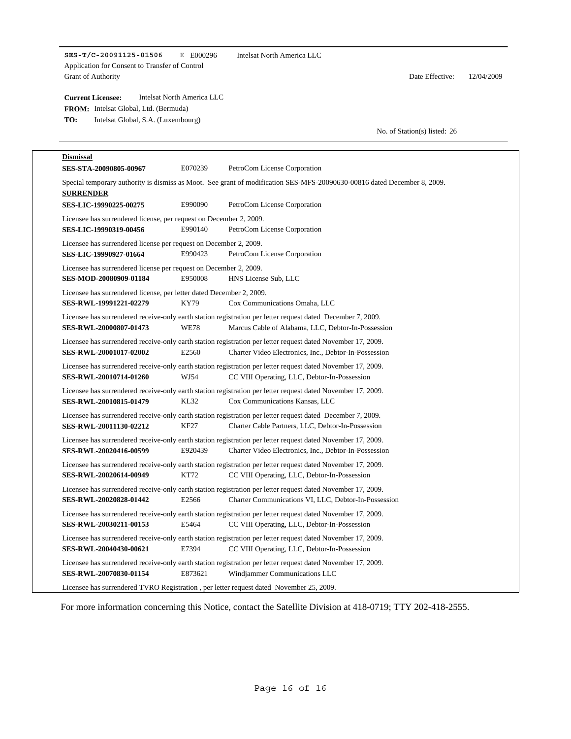**SES-T/C-20091125-01506** E E000296 Intelsat North America LLC

Application for Consent to Transfer of Control

Grant of Authority Date Effective: 12/04/2009

**Current Licensee:** Intelsat North America LLC

**FROM:** Intelsat Global, Ltd. (Bermuda)

**TO:** Intelsat Global, S.A. (Luxembourg)

No. of Station(s) listed: 26

---

**Dismissal**

**SES-STA-20090805-00967** E070239 PetroCom License Corporation

Special temporary authority is dismiss as Moot. See grant of modification SES-MFS-20090630-00816 dated December 8, 2009.

**SURRENDER**

**SES-LIC-19990225-00275** E990090 PetroCom License Corporation

Licensee has surrendered license, per request on December 2, 2009.

**SES-LIC-19990319-00456** E990140 PetroCom License Corporation

Licensee has surrendered license per request on December 2, 2009.

**SES-LIC-19990927-01664** E990423 PetroCom License Corporation

Licensee has surrendered license per request on December 2, 2009.

**SES-MOD-20080909-01184** E950008 HNS License Sub, LLC

Licensee has surrendered license, per letter dated December 2, 2009.

**SES-RWL-19991221-02279** KY79 Cox Communications Omaha, LLC

Licensee has surrendered receive-only earth station registration per letter request dated December 7, 2009.

**SES-RWL-20000807-01473** WE78 Marcus Cable of Alabama, LLC, Debtor-In-Possession

Licensee has surrendered receive-only earth station registration per letter request dated November 17, 2009.

**SES-RWL-20001017-02002** E2560 Charter Video Electronics, Inc., Debtor-In-Possession

Licensee has surrendered receive-only earth station registration per letter request dated November 17, 2009.

**SES-RWL-20010714-01260** WJ54 CC VIII Operating, LLC, Debtor-In-Possession

Licensee has surrendered receive-only earth station registration per letter request dated November 17, 2009.

**SES-RWL-20010815-01479** KL32 Cox Communications Kansas, LLC

Licensee has surrendered receive-only earth station registration per letter request dated December 7, 2009.

**SES-RWL-20011130-02212** KF27 Charter Cable Partners, LLC, Debtor-In-Possession

Licensee has surrendered receive-only earth station registration per letter request dated November 17, 2009.

**SES-RWL-20020416-00599** E920439 Charter Video Electronics, Inc., Debtor-In-Possession

Licensee has surrendered receive-only earth station registration per letter request dated November 17, 2009.

**SES-RWL-20020614-00949** KT72 CC VIII Operating, LLC, Debtor-In-Possession

Licensee has surrendered receive-only earth station registration per letter request dated November 17, 2009.

**SES-RWL-20020828-01442** E2566 Charter Communications VI, LLC, Debtor-In-Possession

Licensee has surrendered receive-only earth station registration per letter request dated November 17, 2009.

**SES-RWL-20030211-00153** E5464 CC VIII Operating, LLC, Debtor-In-Possession

Licensee has surrendered receive-only earth station registration per letter request dated November 17, 2009.

**SES-RWL-20040430-00621** E7394 CC VIII Operating, LLC, Debtor-In-Possession

Licensee has surrendered receive-only earth station registration per letter request dated November 17, 2009.

**SES-RWL-20070830-01154** E873621 Windjammer Communications LLC

Licensee has surrendered TVRO Registration , per letter request dated November 25, 2009.

For more information concerning this Notice, contact the Satellite Division at 418-0719; TTY 202-418-2555.